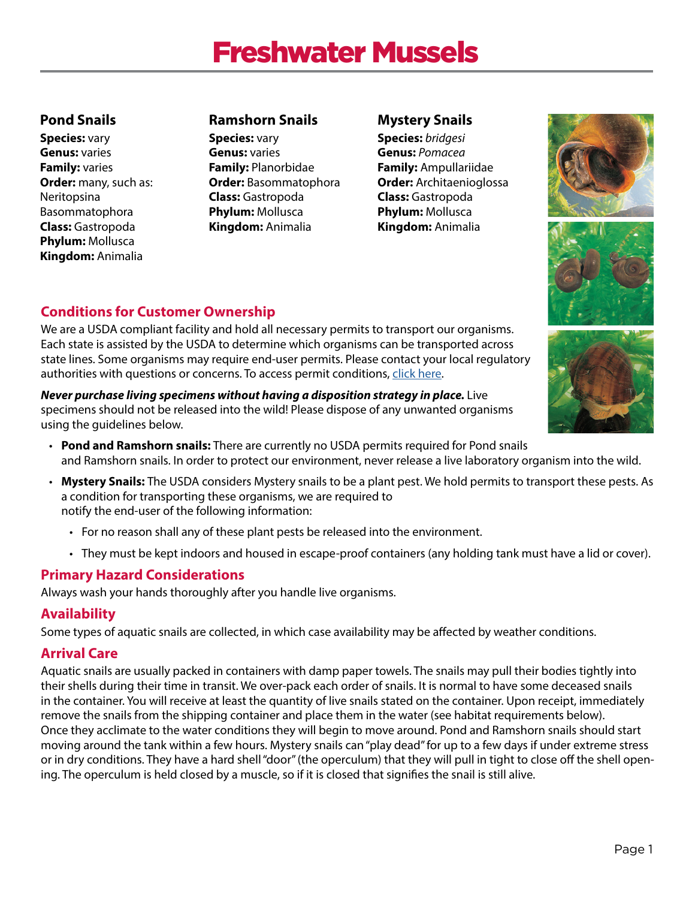# Freshwater Mussels

### Pond Snails

**Species:** vary
**Genus:** varies
**Family:** varies
**Order:** many, such as:
Neritopsina
Basommatophora
**Class:** Gastropoda
**Phylum:** Mollusca
**Kingdom:** Animalia

### Ramshorn Snails

**Species:** vary
**Genus:** varies
**Family:** Planorbidae
**Order:** Basommatophora
**Class:** Gastropoda
**Phylum:** Mollusca
**Kingdom:** Animalia

### Mystery Snails

**Species:** *bridgesi*
**Genus:** *Pomacea*
**Family:** Ampullariidae
**Order:** Architaenioglossa
**Class:** Gastropoda
**Phylum:** Mollusca
**Kingdom:** Animalia

## Conditions for Customer Ownership

We are a USDA compliant facility and hold all necessary permits to transport our organisms. Each state is assisted by the USDA to determine which organisms can be transported across state lines. Some organisms may require end-user permits. Please contact your local regulatory authorities with questions or concerns. To access permit conditions, click here.

***Never purchase living specimens without having a disposition strategy in place.*** Live specimens should not be released into the wild! Please dispose of any unwanted organisms using the guidelines below.

- **Pond and Ramshorn snails:** There are currently no USDA permits required for Pond snails and Ramshorn snails. In order to protect our environment, never release a live laboratory organism into the wild.
- **Mystery Snails:** The USDA considers Mystery snails to be a plant pest. We hold permits to transport these pests. As a condition for transporting these organisms, we are required to notify the end-user of the following information:
  - For no reason shall any of these plant pests be released into the environment.
  - They must be kept indoors and housed in escape-proof containers (any holding tank must have a lid or cover).

## Primary Hazard Considerations

Always wash your hands thoroughly after you handle live organisms.

## Availability

Some types of aquatic snails are collected, in which case availability may be affected by weather conditions.

## Arrival Care

Aquatic snails are usually packed in containers with damp paper towels. The snails may pull their bodies tightly into their shells during their time in transit. We over-pack each order of snails. It is normal to have some deceased snails in the container. You will receive at least the quantity of live snails stated on the container. Upon receipt, immediately remove the snails from the shipping container and place them in the water (see habitat requirements below). Once they acclimate to the water conditions they will begin to move around. Pond and Ramshorn snails should start moving around the tank within a few hours. Mystery snails can "play dead" for up to a few days if under extreme stress or in dry conditions. They have a hard shell "door" (the operculum) that they will pull in tight to close off the shell opening. The operculum is held closed by a muscle, so if it is closed that signifies the snail is still alive.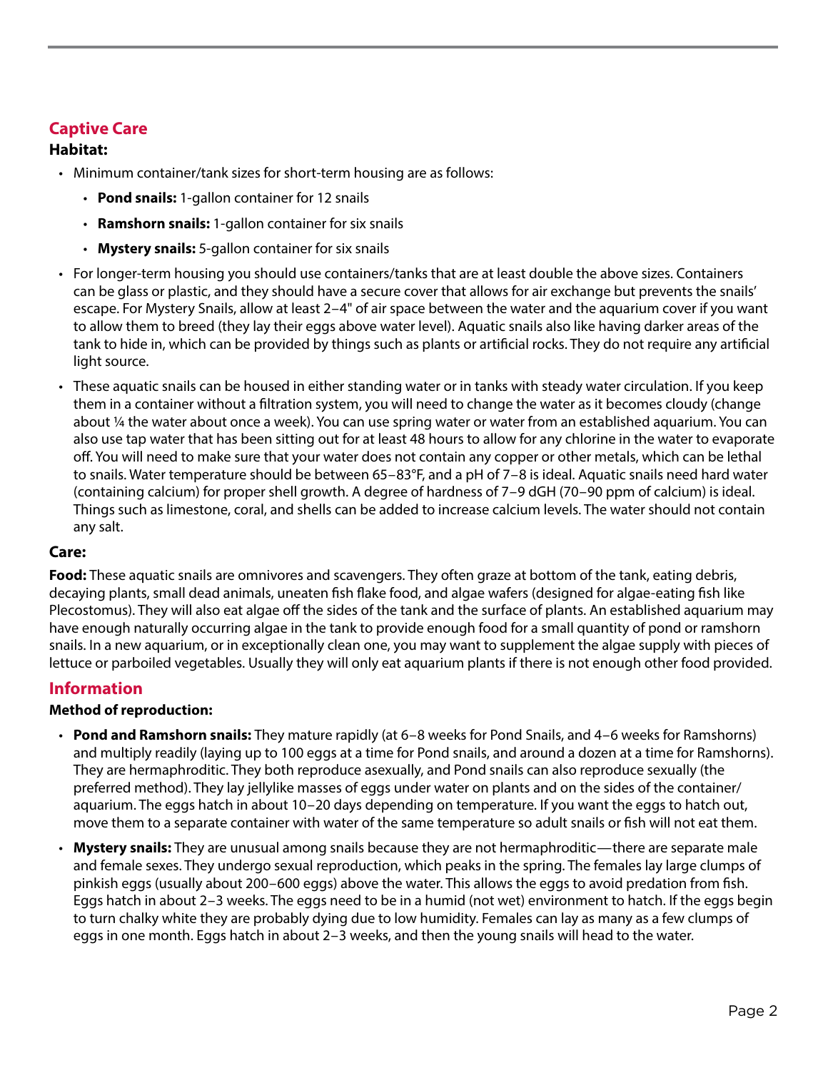## Captive Care

### Habitat:

- Minimum container/tank sizes for short-term housing are as follows:
  - **Pond snails:** 1-gallon container for 12 snails
  - **Ramshorn snails:** 1-gallon container for six snails
  - **Mystery snails:** 5-gallon container for six snails
- For longer-term housing you should use containers/tanks that are at least double the above sizes. Containers can be glass or plastic, and they should have a secure cover that allows for air exchange but prevents the snails' escape. For Mystery Snails, allow at least 2–4" of air space between the water and the aquarium cover if you want to allow them to breed (they lay their eggs above water level). Aquatic snails also like having darker areas of the tank to hide in, which can be provided by things such as plants or artificial rocks. They do not require any artificial light source.
- These aquatic snails can be housed in either standing water or in tanks with steady water circulation. If you keep them in a container without a filtration system, you will need to change the water as it becomes cloudy (change about ¼ the water about once a week). You can use spring water or water from an established aquarium. You can also use tap water that has been sitting out for at least 48 hours to allow for any chlorine in the water to evaporate off. You will need to make sure that your water does not contain any copper or other metals, which can be lethal to snails. Water temperature should be between 65–83°F, and a pH of 7–8 is ideal. Aquatic snails need hard water (containing calcium) for proper shell growth. A degree of hardness of 7–9 dGH (70–90 ppm of calcium) is ideal. Things such as limestone, coral, and shells can be added to increase calcium levels. The water should not contain any salt.

### Care:

**Food:** These aquatic snails are omnivores and scavengers. They often graze at bottom of the tank, eating debris, decaying plants, small dead animals, uneaten fish flake food, and algae wafers (designed for algae-eating fish like Plecostomus). They will also eat algae off the sides of the tank and the surface of plants. An established aquarium may have enough naturally occurring algae in the tank to provide enough food for a small quantity of pond or ramshorn snails. In a new aquarium, or in exceptionally clean one, you may want to supplement the algae supply with pieces of lettuce or parboiled vegetables. Usually they will only eat aquarium plants if there is not enough other food provided.

## Information

### Method of reproduction:

- **Pond and Ramshorn snails:** They mature rapidly (at 6–8 weeks for Pond Snails, and 4–6 weeks for Ramshorns) and multiply readily (laying up to 100 eggs at a time for Pond snails, and around a dozen at a time for Ramshorns). They are hermaphroditic. They both reproduce asexually, and Pond snails can also reproduce sexually (the preferred method). They lay jellylike masses of eggs under water on plants and on the sides of the container/aquarium. The eggs hatch in about 10–20 days depending on temperature. If you want the eggs to hatch out, move them to a separate container with water of the same temperature so adult snails or fish will not eat them.
- **Mystery snails:** They are unusual among snails because they are not hermaphroditic—there are separate male and female sexes. They undergo sexual reproduction, which peaks in the spring. The females lay large clumps of pinkish eggs (usually about 200–600 eggs) above the water. This allows the eggs to avoid predation from fish. Eggs hatch in about 2–3 weeks. The eggs need to be in a humid (not wet) environment to hatch. If the eggs begin to turn chalky white they are probably dying due to low humidity. Females can lay as many as a few clumps of eggs in one month. Eggs hatch in about 2–3 weeks, and then the young snails will head to the water.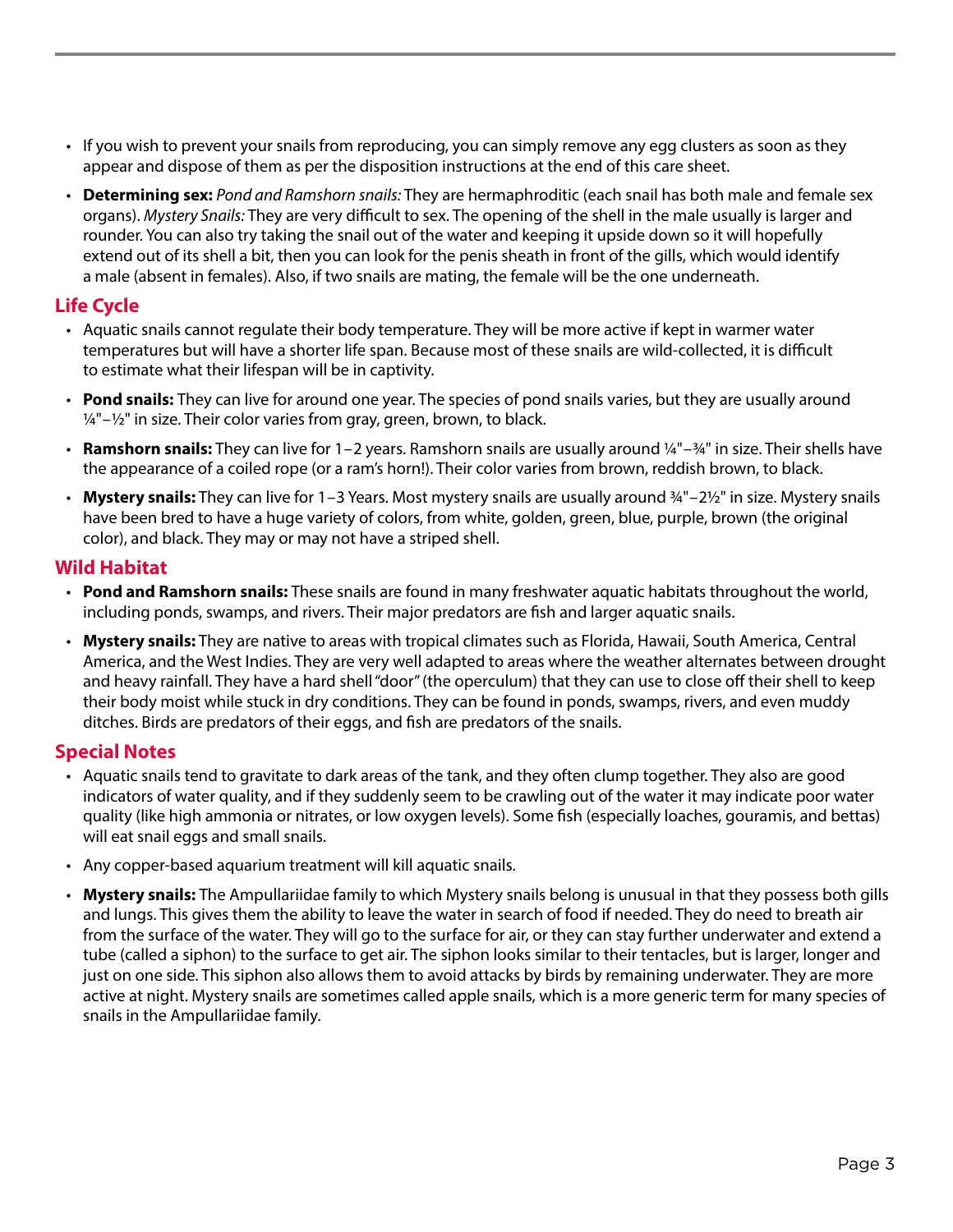- If you wish to prevent your snails from reproducing, you can simply remove any egg clusters as soon as they appear and dispose of them as per the disposition instructions at the end of this care sheet.
- **Determining sex:** *Pond and Ramshorn snails:* They are hermaphroditic (each snail has both male and female sex organs). *Mystery Snails:* They are very difficult to sex. The opening of the shell in the male usually is larger and rounder. You can also try taking the snail out of the water and keeping it upside down so it will hopefully extend out of its shell a bit, then you can look for the penis sheath in front of the gills, which would identify a male (absent in females). Also, if two snails are mating, the female will be the one underneath.

## Life Cycle

- Aquatic snails cannot regulate their body temperature. They will be more active if kept in warmer water temperatures but will have a shorter life span. Because most of these snails are wild-collected, it is difficult to estimate what their lifespan will be in captivity.
- **Pond snails:** They can live for around one year. The species of pond snails varies, but they are usually around ¼"–½" in size. Their color varies from gray, green, brown, to black.
- **Ramshorn snails:** They can live for 1–2 years. Ramshorn snails are usually around ¼"–¾" in size. Their shells have the appearance of a coiled rope (or a ram's horn!). Their color varies from brown, reddish brown, to black.
- **Mystery snails:** They can live for 1–3 Years. Most mystery snails are usually around ¾"–2½" in size. Mystery snails have been bred to have a huge variety of colors, from white, golden, green, blue, purple, brown (the original color), and black. They may or may not have a striped shell.

## Wild Habitat

- **Pond and Ramshorn snails:** These snails are found in many freshwater aquatic habitats throughout the world, including ponds, swamps, and rivers. Their major predators are fish and larger aquatic snails.
- **Mystery snails:** They are native to areas with tropical climates such as Florida, Hawaii, South America, Central America, and the West Indies. They are very well adapted to areas where the weather alternates between drought and heavy rainfall. They have a hard shell "door" (the operculum) that they can use to close off their shell to keep their body moist while stuck in dry conditions. They can be found in ponds, swamps, rivers, and even muddy ditches. Birds are predators of their eggs, and fish are predators of the snails.

## Special Notes

- Aquatic snails tend to gravitate to dark areas of the tank, and they often clump together. They also are good indicators of water quality, and if they suddenly seem to be crawling out of the water it may indicate poor water quality (like high ammonia or nitrates, or low oxygen levels). Some fish (especially loaches, gouramis, and bettas) will eat snail eggs and small snails.
- Any copper-based aquarium treatment will kill aquatic snails.
- **Mystery snails:** The Ampullariidae family to which Mystery snails belong is unusual in that they possess both gills and lungs. This gives them the ability to leave the water in search of food if needed. They do need to breath air from the surface of the water. They will go to the surface for air, or they can stay further underwater and extend a tube (called a siphon) to the surface to get air. The siphon looks similar to their tentacles, but is larger, longer and just on one side. This siphon also allows them to avoid attacks by birds by remaining underwater. They are more active at night. Mystery snails are sometimes called apple snails, which is a more generic term for many species of snails in the Ampullariidae family.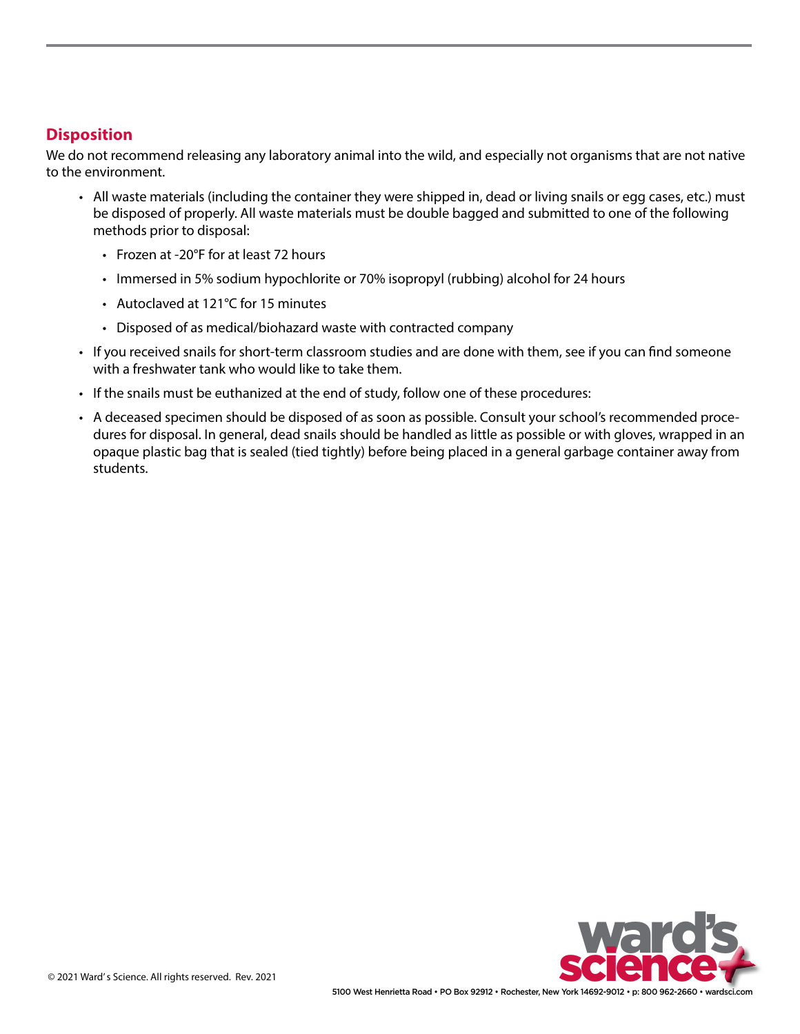## Disposition

We do not recommend releasing any laboratory animal into the wild, and especially not organisms that are not native to the environment.

- All waste materials (including the container they were shipped in, dead or living snails or egg cases, etc.) must be disposed of properly. All waste materials must be double bagged and submitted to one of the following methods prior to disposal:
  - Frozen at -20°F for at least 72 hours
  - Immersed in 5% sodium hypochlorite or 70% isopropyl (rubbing) alcohol for 24 hours
  - Autoclaved at 121°C for 15 minutes
  - Disposed of as medical/biohazard waste with contracted company
- If you received snails for short-term classroom studies and are done with them, see if you can find someone with a freshwater tank who would like to take them.
- If the snails must be euthanized at the end of study, follow one of these procedures:
- A deceased specimen should be disposed of as soon as possible. Consult your school's recommended procedures for disposal. In general, dead snails should be handled as little as possible or with gloves, wrapped in an opaque plastic bag that is sealed (tied tightly) before being placed in a general garbage container away from students.

© 2021 Ward's Science. All rights reserved. Rev. 2021

5100 West Henrietta Road • PO Box 92912 • Rochester, New York 14692-9012 • p: 800 962-2660 • wardsci.com